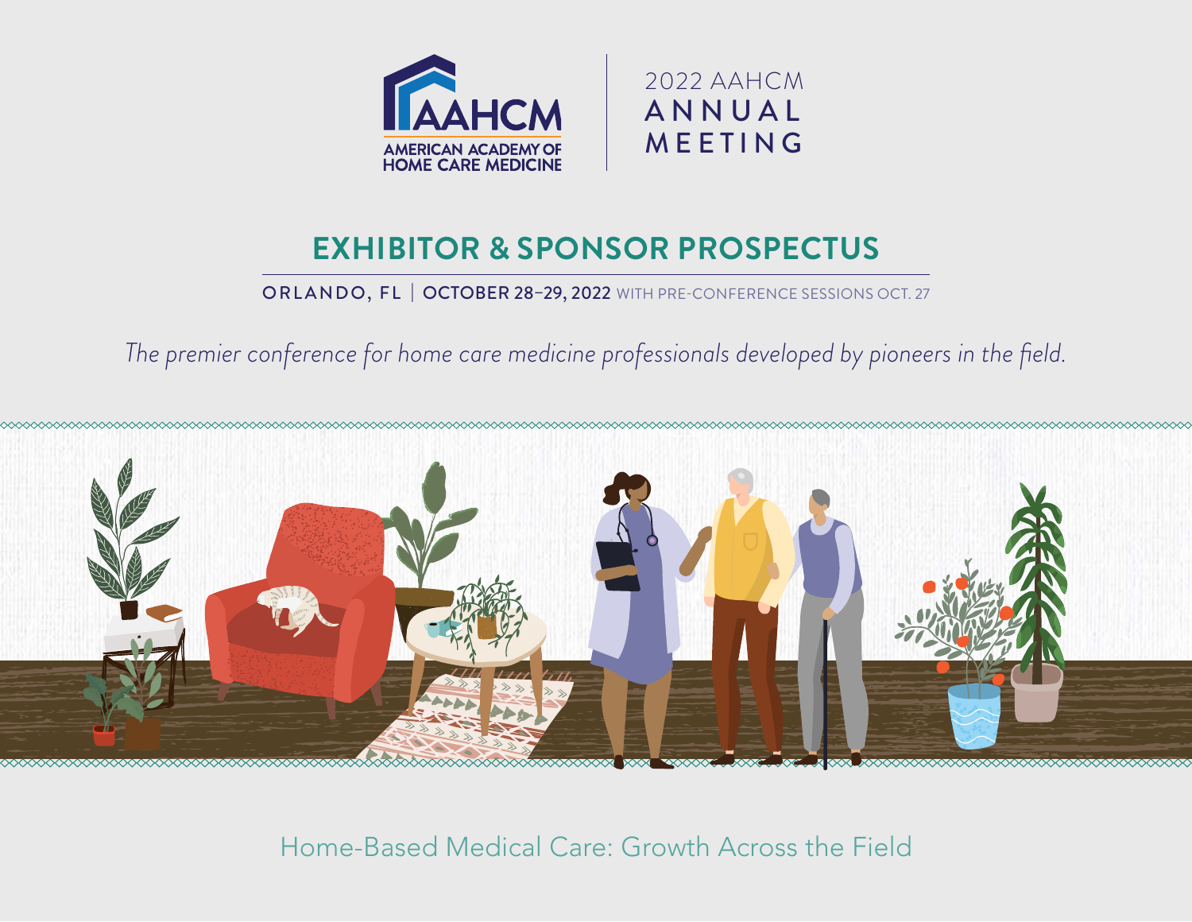AAHCM

AMERICAN ACADEMY OF HOME CARE MEDICINE

2022 AAHCM ANNUAL MEETING

# EXHIBITOR & SPONSOR PROSPECTUS

ORLANDO, FL | OCTOBER 28–29, 2022 WITH PRE-CONFERENCE SESSIONS OCT. 27

*The premier conference for home care medicine professionals developed by pioneers in the field.*

Home-Based Medical Care: Growth Across the Field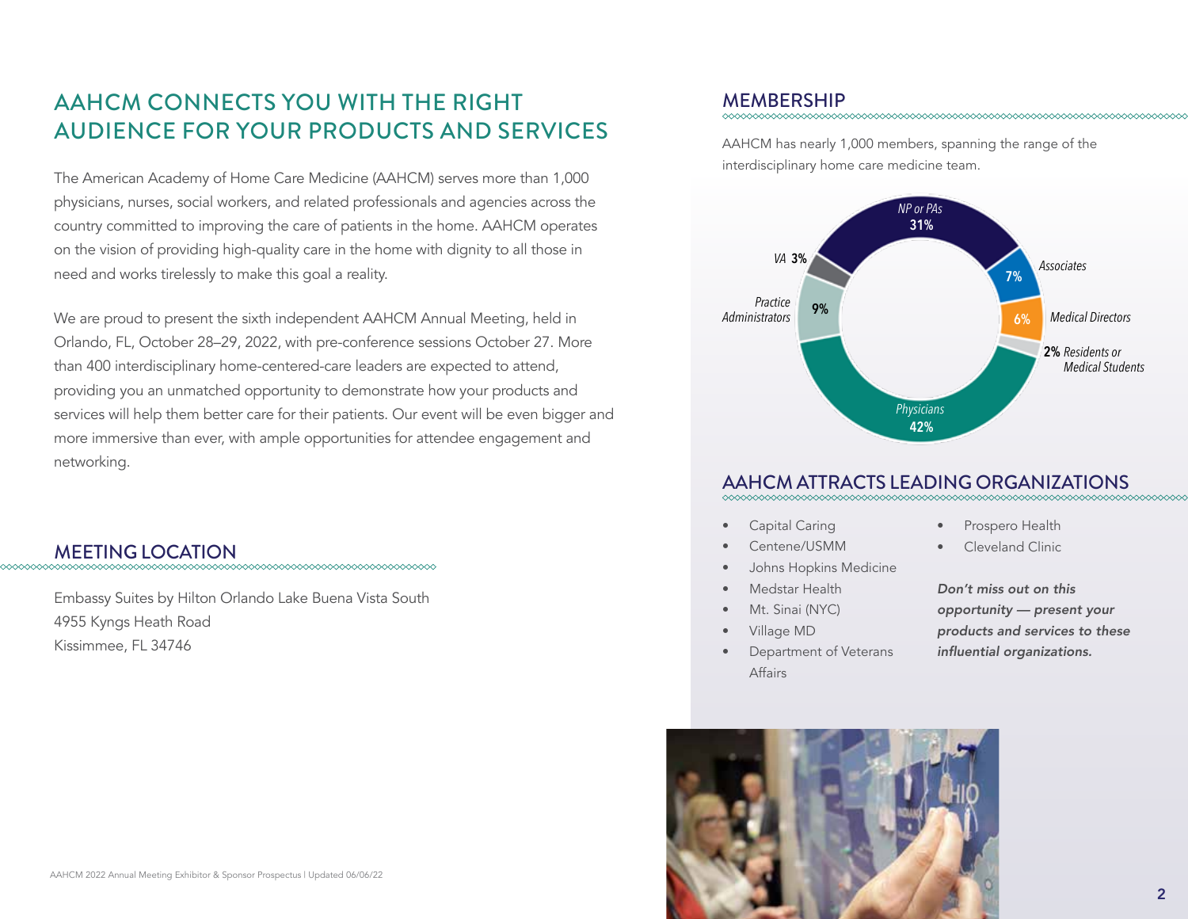## AAHCM CONNECTS YOU WITH THE RIGHT AUDIENCE FOR YOUR PRODUCTS AND SERVICES

The American Academy of Home Care Medicine (AAHCM) serves more than 1,000 physicians, nurses, social workers, and related professionals and agencies across the country committed to improving the care of patients in the home. AAHCM operates on the vision of providing high-quality care in the home with dignity to all those in need and works tirelessly to make this goal a reality.

We are proud to present the sixth independent AAHCM Annual Meeting, held in Orlando, FL, October 28–29, 2022, with pre-conference sessions October 27. More than 400 interdisciplinary home-centered-care leaders are expected to attend, providing you an unmatched opportunity to demonstrate how your products and services will help them better care for their patients. Our event will be even bigger and more immersive than ever, with ample opportunities for attendee engagement and networking.

## MEETING LOCATION

Embassy Suites by Hilton Orlando Lake Buena Vista South
4955 Kyngs Heath Road
Kissimmee, FL 34746

## MEMBERSHIP

AAHCM has nearly 1,000 members, spanning the range of the interdisciplinary home care medicine team.

| Member Type | Percentage |
|---|---|
| Physicians | 42% |
| NP or PAs | 31% |
| Practice Administrators | 9% |
| Associates | 7% |
| Medical Directors | 6% |
| VA | 3% |
| Residents or Medical Students | 2% |

## AAHCM ATTRACTS LEADING ORGANIZATIONS

- Capital Caring
- Centene/USMM
- Johns Hopkins Medicine
- Medstar Health
- Mt. Sinai (NYC)
- Village MD
- Department of Veterans Affairs
- Prospero Health
- Cleveland Clinic

***Don't miss out on this opportunity — present your products and services to these influential organizations.***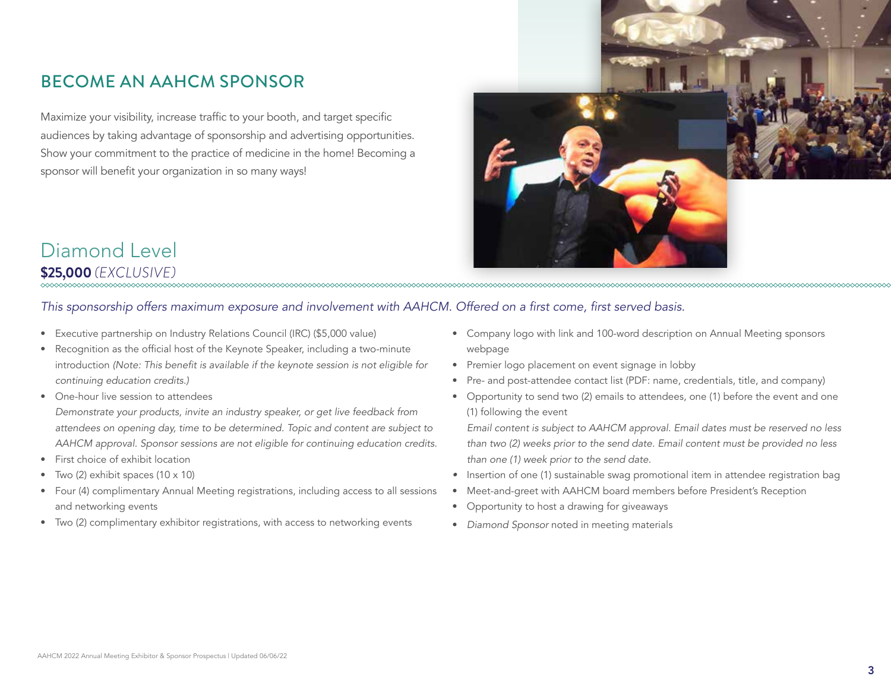## BECOME AN AAHCM SPONSOR

Maximize your visibility, increase traffic to your booth, and target specific audiences by taking advantage of sponsorship and advertising opportunities. Show your commitment to the practice of medicine in the home! Becoming a sponsor will benefit your organization in so many ways!

### Diamond Level

**$25,000** *(EXCLUSIVE)*

*This sponsorship offers maximum exposure and involvement with AAHCM. Offered on a first come, first served basis.*

- Executive partnership on Industry Relations Council (IRC) ($5,000 value)
- Recognition as the official host of the Keynote Speaker, including a two-minute introduction *(Note: This benefit is available if the keynote session is not eligible for continuing education credits.)*
- One-hour live session to attendees
  *Demonstrate your products, invite an industry speaker, or get live feedback from attendees on opening day, time to be determined. Topic and content are subject to AAHCM approval. Sponsor sessions are not eligible for continuing education credits.*
- First choice of exhibit location
- Two (2) exhibit spaces (10 x 10)
- Four (4) complimentary Annual Meeting registrations, including access to all sessions and networking events
- Two (2) complimentary exhibitor registrations, with access to networking events
- Company logo with link and 100-word description on Annual Meeting sponsors webpage
- Premier logo placement on event signage in lobby
- Pre- and post-attendee contact list (PDF: name, credentials, title, and company)
- Opportunity to send two (2) emails to attendees, one (1) before the event and one (1) following the event
  *Email content is subject to AAHCM approval. Email dates must be reserved no less than two (2) weeks prior to the send date. Email content must be provided no less than one (1) week prior to the send date.*
- Insertion of one (1) sustainable swag promotional item in attendee registration bag
- Meet-and-greet with AAHCM board members before President's Reception
- Opportunity to host a drawing for giveaways
- *Diamond Sponsor* noted in meeting materials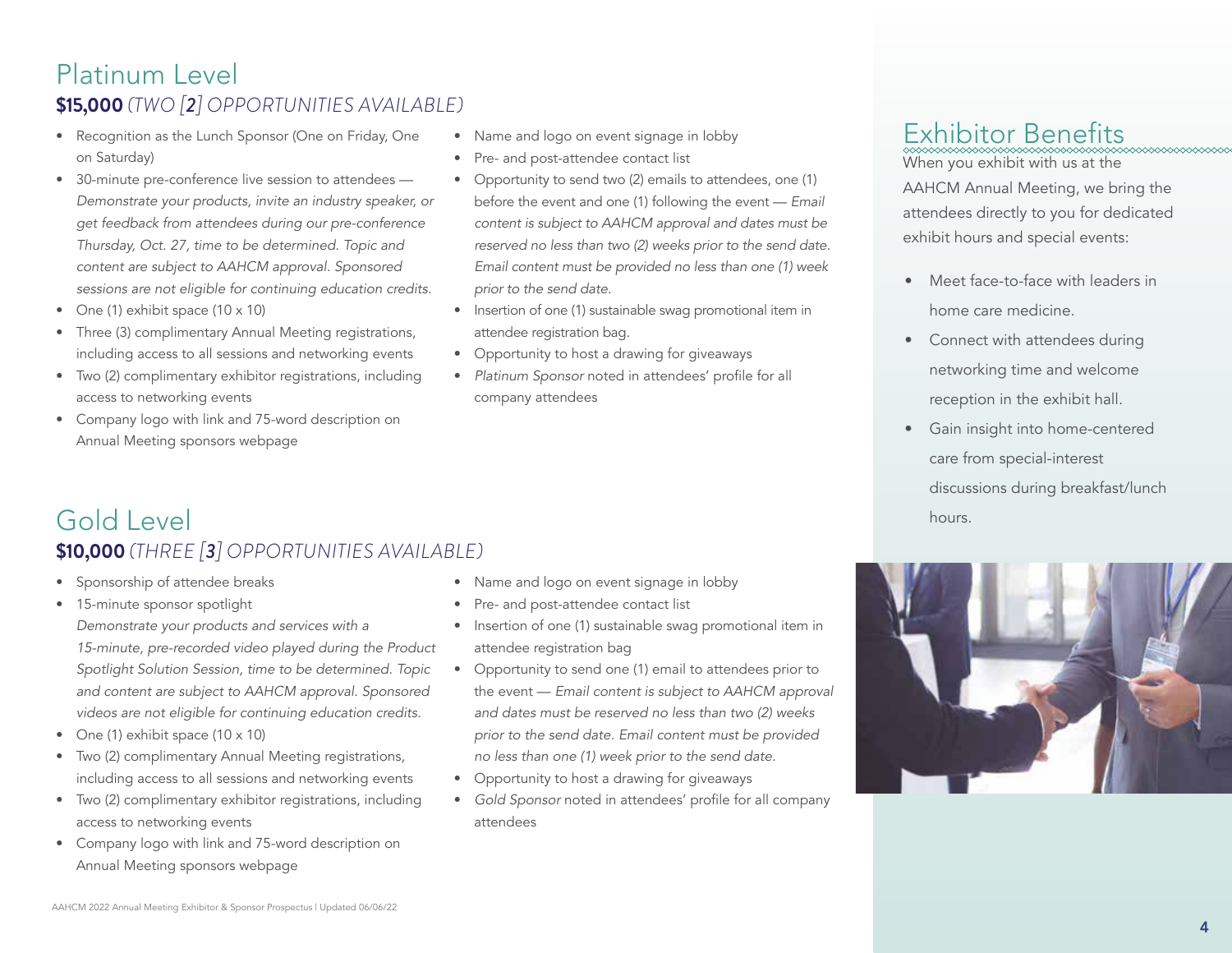## Platinum Level

**$15,000** *(TWO [2] OPPORTUNITIES AVAILABLE)*

- Recognition as the Lunch Sponsor (One on Friday, One on Saturday)
- 30-minute pre-conference live session to attendees — *Demonstrate your products, invite an industry speaker, or get feedback from attendees during our pre-conference Thursday, Oct. 27, time to be determined. Topic and content are subject to AAHCM approval. Sponsored sessions are not eligible for continuing education credits.*
- One (1) exhibit space (10 x 10)
- Three (3) complimentary Annual Meeting registrations, including access to all sessions and networking events
- Two (2) complimentary exhibitor registrations, including access to networking events
- Company logo with link and 75-word description on Annual Meeting sponsors webpage
- Name and logo on event signage in lobby
- Pre- and post-attendee contact list
- Opportunity to send two (2) emails to attendees, one (1) before the event and one (1) following the event — *Email content is subject to AAHCM approval and dates must be reserved no less than two (2) weeks prior to the send date. Email content must be provided no less than one (1) week prior to the send date.*
- Insertion of one (1) sustainable swag promotional item in attendee registration bag.
- Opportunity to host a drawing for giveaways
- *Platinum Sponsor* noted in attendees' profile for all company attendees

## Gold Level

**$10,000** *(THREE [3] OPPORTUNITIES AVAILABLE)*

- Sponsorship of attendee breaks
- 15-minute sponsor spotlight
  *Demonstrate your products and services with a 15-minute, pre-recorded video played during the Product Spotlight Solution Session, time to be determined. Topic and content are subject to AAHCM approval. Sponsored videos are not eligible for continuing education credits.*
- One (1) exhibit space (10 x 10)
- Two (2) complimentary Annual Meeting registrations, including access to all sessions and networking events
- Two (2) complimentary exhibitor registrations, including access to networking events
- Company logo with link and 75-word description on Annual Meeting sponsors webpage
- Name and logo on event signage in lobby
- Pre- and post-attendee contact list
- Insertion of one (1) sustainable swag promotional item in attendee registration bag
- Opportunity to send one (1) email to attendees prior to the event — *Email content is subject to AAHCM approval and dates must be reserved no less than two (2) weeks prior to the send date. Email content must be provided no less than one (1) week prior to the send date.*
- Opportunity to host a drawing for giveaways
- *Gold Sponsor* noted in attendees' profile for all company attendees

## Exhibitor Benefits

When you exhibit with us at the AAHCM Annual Meeting, we bring the attendees directly to you for dedicated exhibit hours and special events:

- Meet face-to-face with leaders in home care medicine.
- Connect with attendees during networking time and welcome reception in the exhibit hall.
- Gain insight into home-centered care from special-interest discussions during breakfast/lunch hours.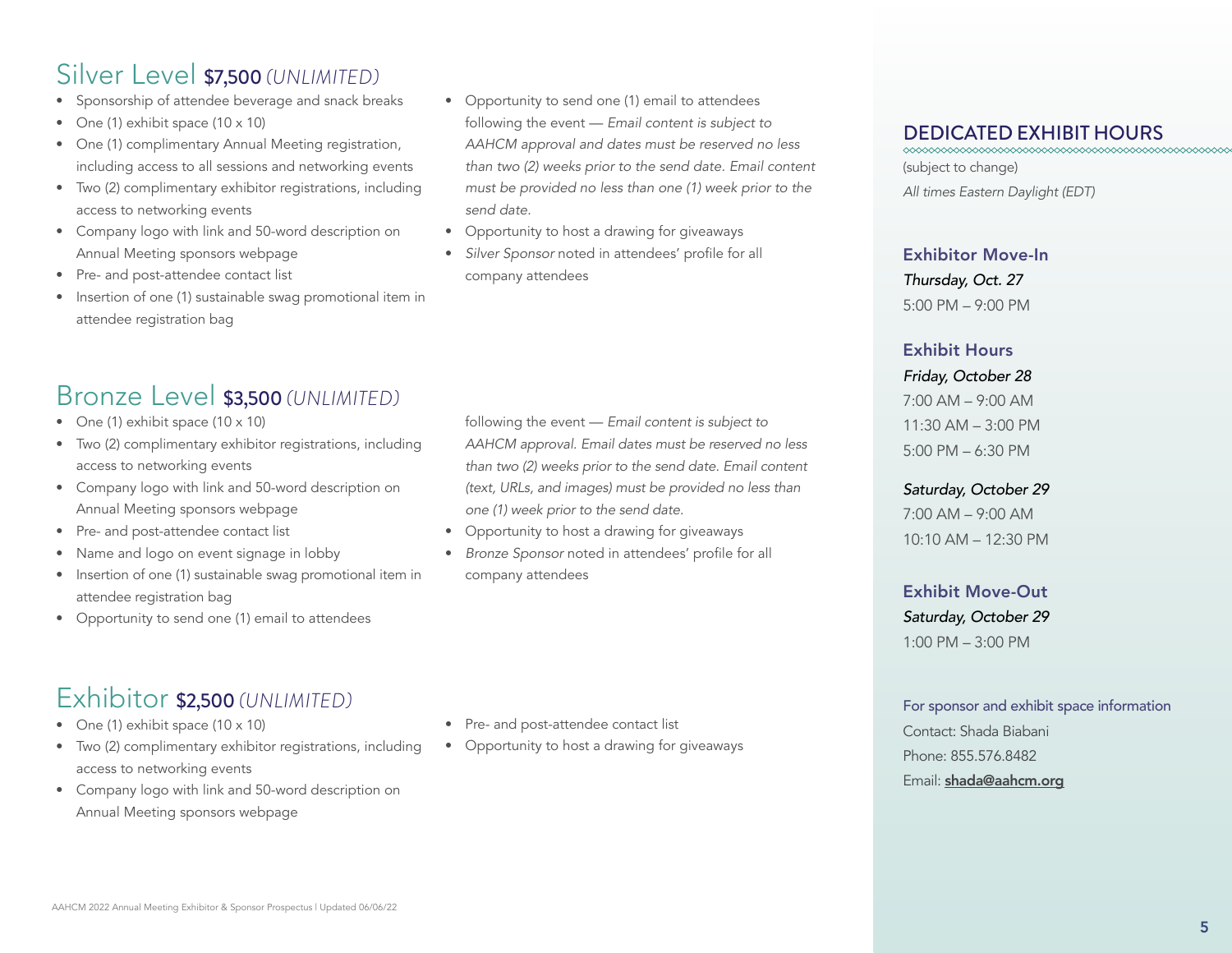## Silver Level $7,500 *(UNLIMITED)*

- Sponsorship of attendee beverage and snack breaks
- One (1) exhibit space (10 x 10)
- One (1) complimentary Annual Meeting registration, including access to all sessions and networking events
- Two (2) complimentary exhibitor registrations, including access to networking events
- Company logo with link and 50-word description on Annual Meeting sponsors webpage
- Pre- and post-attendee contact list
- Insertion of one (1) sustainable swag promotional item in attendee registration bag
- Opportunity to send one (1) email to attendees following the event — *Email content is subject to AAHCM approval and dates must be reserved no less than two (2) weeks prior to the send date. Email content must be provided no less than one (1) week prior to the send date.*
- Opportunity to host a drawing for giveaways
- *Silver Sponsor* noted in attendees' profile for all company attendees

## Bronze Level $3,500 *(UNLIMITED)*

- One (1) exhibit space (10 x 10)
- Two (2) complimentary exhibitor registrations, including access to networking events
- Company logo with link and 50-word description on Annual Meeting sponsors webpage
- Pre- and post-attendee contact list
- Name and logo on event signage in lobby
- Insertion of one (1) sustainable swag promotional item in attendee registration bag
- Opportunity to send one (1) email to attendees following the event — *Email content is subject to AAHCM approval. Email dates must be reserved no less than two (2) weeks prior to the send date. Email content (text, URLs, and images) must be provided no less than one (1) week prior to the send date.*
- Opportunity to host a drawing for giveaways
- *Bronze Sponsor* noted in attendees' profile for all company attendees

## Exhibitor $2,500 *(UNLIMITED)*

- One (1) exhibit space (10 x 10)
- Two (2) complimentary exhibitor registrations, including access to networking events
- Company logo with link and 50-word description on Annual Meeting sponsors webpage
- Pre- and post-attendee contact list
- Opportunity to host a drawing for giveaways

## DEDICATED EXHIBIT HOURS

(subject to change)

*All times Eastern Daylight (EDT)*

### Exhibitor Move-In

*Thursday, Oct. 27*

5:00 PM – 9:00 PM

### Exhibit Hours

*Friday, October 28*

7:00 AM – 9:00 AM

11:30 AM – 3:00 PM

5:00 PM – 6:30 PM

*Saturday, October 29*

7:00 AM – 9:00 AM

10:10 AM – 12:30 PM

### Exhibit Move-Out

*Saturday, October 29*

1:00 PM – 3:00 PM

For sponsor and exhibit space information

Contact: Shada Biabani

Phone: 855.576.8482

Email: **shada@aahcm.org**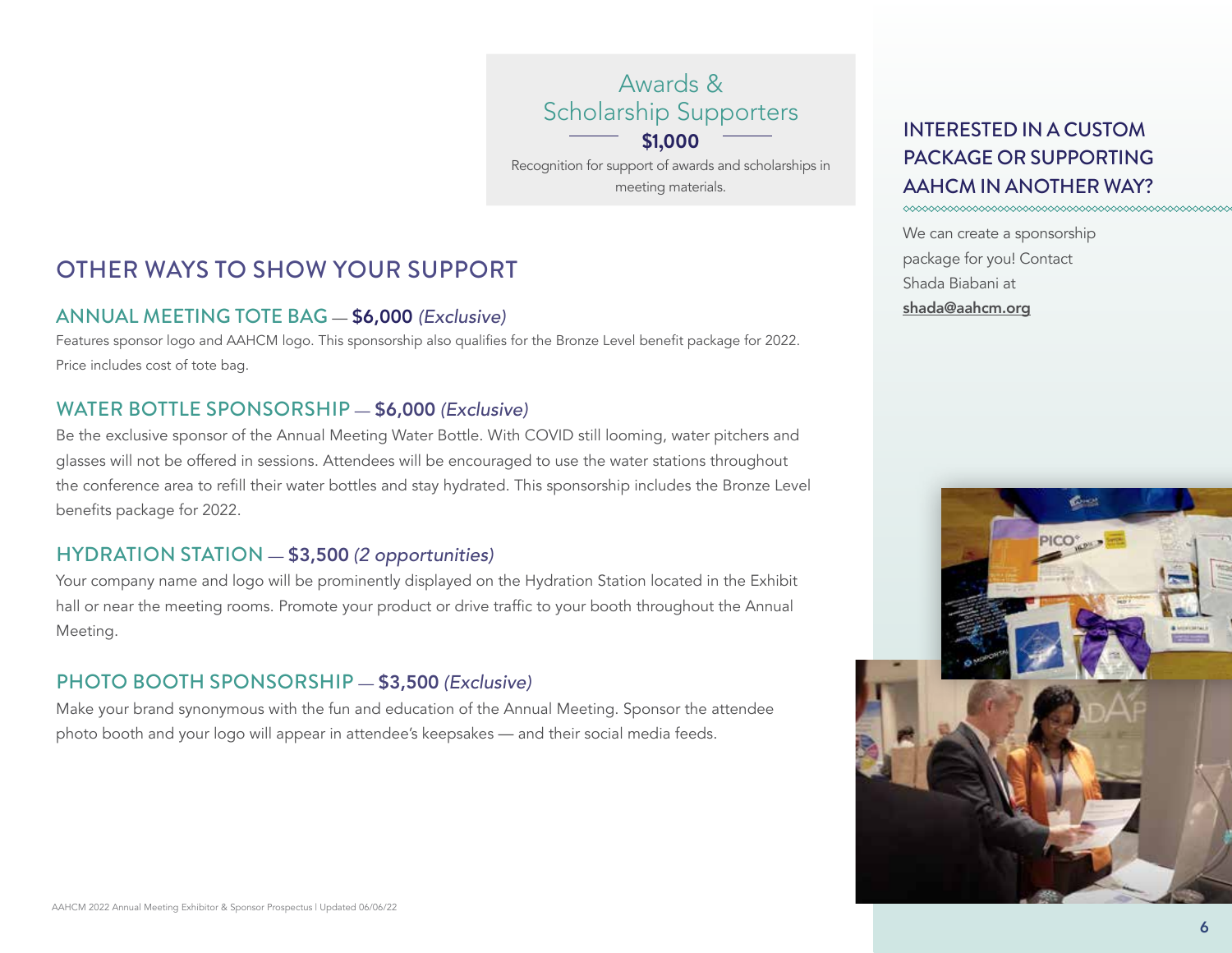### Awards & Scholarship Supporters

**$1,000**

Recognition for support of awards and scholarships in meeting materials.

## OTHER WAYS TO SHOW YOUR SUPPORT

### ANNUAL MEETING TOTE BAG — **$6,000** *(Exclusive)*

Features sponsor logo and AAHCM logo. This sponsorship also qualifies for the Bronze Level benefit package for 2022. Price includes cost of tote bag.

### WATER BOTTLE SPONSORSHIP — **$6,000** *(Exclusive)*

Be the exclusive sponsor of the Annual Meeting Water Bottle. With COVID still looming, water pitchers and glasses will not be offered in sessions. Attendees will be encouraged to use the water stations throughout the conference area to refill their water bottles and stay hydrated. This sponsorship includes the Bronze Level benefits package for 2022.

### HYDRATION STATION — **$3,500** *(2 opportunities)*

Your company name and logo will be prominently displayed on the Hydration Station located in the Exhibit hall or near the meeting rooms. Promote your product or drive traffic to your booth throughout the Annual Meeting.

### PHOTO BOOTH SPONSORSHIP — **$3,500** *(Exclusive)*

Make your brand synonymous with the fun and education of the Annual Meeting. Sponsor the attendee photo booth and your logo will appear in attendee's keepsakes — and their social media feeds.

## INTERESTED IN A CUSTOM PACKAGE OR SUPPORTING AAHCM IN ANOTHER WAY?

We can create a sponsorship package for you! Contact Shada Biabani at **shada@aahcm.org**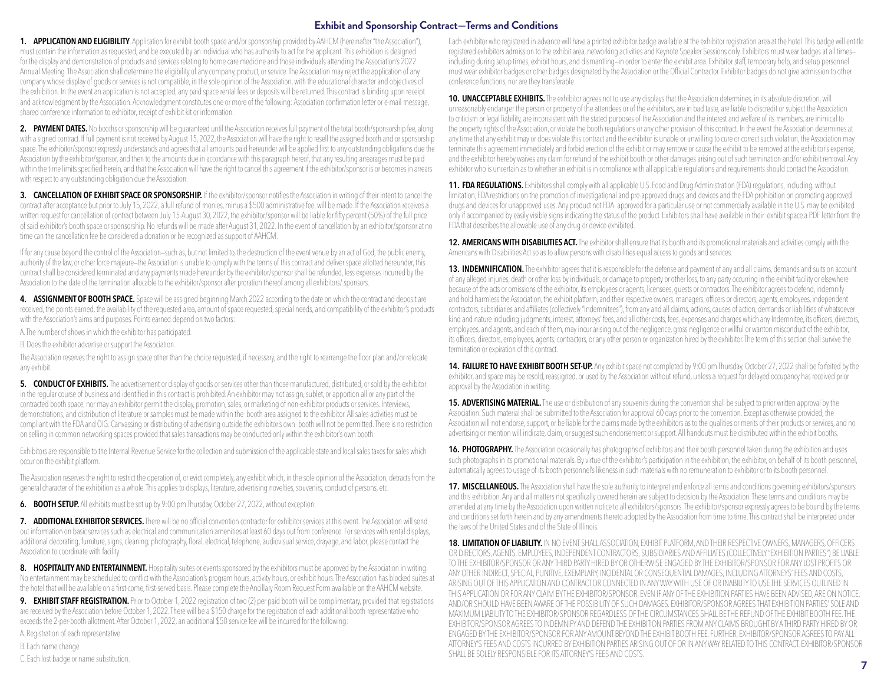# Exhibit and Sponsorship Contract—Terms and Conditions

**1. APPLICATION AND ELIGIBILITY**. Application for exhibit booth space and/or sponsorship provided by AAHCM (hereinafter "the Association"), must contain the information as requested, and be executed by an individual who has authority to act for the applicant. This exhibition is designed for the display and demonstration of products and services relating to home care medicine and those individuals attending the Association's 2022 Annual Meeting. The Association shall determine the eligibility of any company, product, or service. The Association may reject the application of any company whose display of goods or services is not compatible, in the sole opinion of the Association, with the educational character and objectives of the exhibition. In the event an application is not accepted, any paid space rental fees or deposits will be returned. This contract is binding upon receipt and acknowledgment by the Association. Acknowledgment constitutes one or more of the following: Association confirmation letter or e-mail message, shared conference information to exhibitor, receipt of exhibit kit or information.

**2. PAYMENT DATES.** No booths or sponsorship will be guaranteed until the Association receives full payment of the total booth/sponsorship fee, along with a signed contract. If full payment is not received by August 15, 2022, the Association will have the right to resell the assigned booth and or sponsorship space. The exhibitor/sponsor expressly understands and agrees that all amounts paid hereunder will be applied first to any outstanding obligations due the Association by the exhibitor/sponsor, and then to the amounts due in accordance with this paragraph hereof, that any resulting arrearages must be paid within the time limits specified herein, and that the Association will have the right to cancel this agreement if the exhibitor/sponsor is or becomes in arrears with respect to any outstanding obligation due the Association.

**3. CANCELLATION OF EXHIBIT SPACE OR SPONSORSHIP.** If the exhibitor/sponsor notifies the Association in writing of their intent to cancel the contract after acceptance but prior to July 15, 2022, a full refund of monies, minus a $500 administrative fee, will be made. If the Association receives a written request for cancellation of contract between July 15-August 30, 2022, the exhibitor/sponsor will be liable for fifty percent (50%) of the full price of said exhibitor's booth space or sponsorship. No refunds will be made after August 31, 2022. In the event of cancellation by an exhibitor/sponsor at no time can the cancellation fee be considered a donation or be recognized as support of AAHCM.

If for any cause beyond the control of the Association—such as, but not limited to, the destruction of the event venue by an act of God, the public enemy, authority of the law, or other force majeure—the Association is unable to comply with the terms of this contract and deliver space allotted hereunder, this contract shall be considered terminated and any payments made hereunder by the exhibitor/sponsor shall be refunded, less expenses incurred by the Association to the date of the termination allocable to the exhibitor/sponsor after proration thereof among all exhibitors/ sponsors.

**4. ASSIGNMENT OF BOOTH SPACE.** Space will be assigned beginning March 2022 according to the date on which the contract and deposit are received, the points earned, the availability of the requested area, amount of space requested, special needs, and compatibility of the exhibitor's products with the Association's aims and purposes. Points earned depend on two factors:

A. The number of shows in which the exhibitor has participated.

B. Does the exhibitor advertise or support the Association.

The Association reserves the right to assign space other than the choice requested, if necessary, and the right to rearrange the floor plan and/or relocate any exhibit.

**5. CONDUCT OF EXHIBITS.** The advertisement or display of goods or services other than those manufactured, distributed, or sold by the exhibitor in the regular course of business and identified in this contract is prohibited. An exhibitor may not assign, sublet, or apportion all or any part of the contracted booth space, nor may an exhibitor permit the display, promotion, sales, or marketing of non-exhibitor products or services. Interviews, demonstrations, and distribution of literature or samples must be made within the booth area assigned to the exhibitor. All sales activities must be compliant with the FDA and OIG. Canvassing or distributing of advertising outside the exhibitor's own booth will not be permitted. There is no restriction on selling in common networking spaces provided that sales transactions may be conducted only within the exhibitor's own booth.

Exhibitors are responsible to the Internal Revenue Service for the collection and submission of the applicable state and local sales taxes for sales which occur on the exhibit platform.

The Association reserves the right to restrict the operation of, or evict completely, any exhibit which, in the sole opinion of the Association, detracts from the general character of the exhibition as a whole. This applies to displays, literature, advertising novelties, souvenirs, conduct of persons, etc.

**6. BOOTH SETUP.** All exhibits must be set up by 9:00 pm Thursday, October 27, 2022, without exception.

**7. ADDITIONAL EXHIBITOR SERVICES.** There will be no official convention contractor for exhibitor services at this event. The Association will send out information on basic services such as electrical and communication amenities at least 60 days out from conference. For services with rental displays, additional decorating, furniture, signs, cleaning, photography, floral, electrical, telephone, audiovisual service, drayage, and labor, please contact the Association to coordinate with facility.

**8. HOSPITALITY AND ENTERTAINMENT.** Hospitality suites or events sponsored by the exhibitors must be approved by the Association in writing. No entertainment may be scheduled to conflict with the Association's program hours, activity hours, or exhibit hours. The Association has blocked suites at the hotel that will be available on a first-come, first-served basis. Please complete the Ancillary Room Request Form available on the AAHCM website.

**9. EXHIBIT STAFF REGISTRATION.** Prior to October 1, 2022 registration of two (2) per paid booth will be complimentary, provided that registrations are received by the Association before October 1, 2022. There will be a $150 charge for the registration of each additional booth representative who exceeds the 2-per-booth allotment. After October 1, 2022, an additional $50 service fee will be incurred for the following:

A. Registration of each representative

B. Each name change

C. Each lost badge or name substitution.

Each exhibitor who registered in advance will have a printed exhibitor badge available at the exhibitor registration area at the hotel. This badge will entitle registered exhibitors admission to the exhibit area, networking activities and Keynote Speaker Sessions only. Exhibitors must wear badges at all times—including during setup times, exhibit hours, and dismantling—in order to enter the exhibit area. Exhibitor staff, temporary help, and setup personnel must wear exhibitor badges or other badges designated by the Association or the Official Contractor. Exhibitor badges do not give admission to other conference functions, nor are they transferable.

**10. UNACCEPTABLE EXHIBITS.** The exhibitor agrees not to use any displays that the Association determines, in its absolute discretion, will unreasonably endanger the person or property of the attendees or of the exhibitors, are in bad taste, are liable to discredit or subject the Association to criticism or legal liability, are inconsistent with the stated purposes of the Association and the interest and welfare of its members, are inimical to the property rights of the Association, or violate the booth regulations or any other provision of this contract. In the event the Association determines at any time that any exhibit may or does violate this contract and the exhibitor is unable or unwilling to cure or correct such violation, the Association may terminate this agreement immediately and forbid erection of the exhibit or may remove or cause the exhibit to be removed at the exhibitor's expense, and the exhibitor hereby waives any claim for refund of the exhibit booth or other damages arising out of such termination and/or exhibit removal. Any exhibitor who is uncertain as to whether an exhibit is in compliance with all applicable regulations and requirements should contact the Association.

**11. FDA REGULATIONS.** Exhibitors shall comply with all applicable U.S. Food and Drug Administration (FDA) regulations, including, without limitation, FDA restrictions on the promotion of investigational and pre-approved drugs and devices and the FDA prohibition on promoting approved drugs and devices for unapproved uses. Any product not FDA- approved for a particular use or not commercially available in the U.S. may be exhibited only if accompanied by easily visible signs indicating the status of the product. Exhibitors shall have available in their exhibit space a PDF letter from the FDA that describes the allowable use of any drug or device exhibited.

**12. AMERICANS WITH DISABILITIES ACT.** The exhibitor shall ensure that its booth and its promotional materials and activities comply with the Americans with Disabilities Act so as to allow persons with disabilities equal access to goods and services.

**13. INDEMNIFICATION.** The exhibitor agrees that it is responsible for the defense and payment of any and all claims, demands and suits on account of any alleged injuries, death or other loss by individuals, or damage to property or other loss, to any party occurring in the exhibit facility or elsewhere because of the acts or omissions of the exhibitor, its employees or agents, licensees, guests or contractors. The exhibitor agrees to defend, indemnify and hold harmless the Association, the exhibit platform, and their respective owners, managers, officers or directors, agents, employees, independent contractors, subsidiaries and affiliates (collectively "Indemnitees"), from any and all claims, actions, causes of action, demands or liabilities of whatsoever kind and nature including judgments, interest, attorneys' fees, and all other costs, fees, expenses and charges which any Indemnitee, its officers, directors, employees, and agents, and each of them, may incur arising out of the negligence, gross negligence or willful or wanton misconduct of the exhibitor, its officers, directors, employees, agents, contractors, or any other person or organization hired by the exhibitor. The term of this section shall survive the termination or expiration of this contract.

**14. FAILURE TO HAVE EXHIBIT BOOTH SET-UP.** Any exhibit space not completed by 9:00 pm Thursday, October 27, 2022 shall be forfeited by the exhibitor, and space may be resold, reassigned, or used by the Association without refund, unless a request for delayed occupancy has received prior approval by the Association in writing.

**15. ADVERTISING MATERIAL.** The use or distribution of any souvenirs during the convention shall be subject to prior written approval by the Association. Such material shall be submitted to the Association for approval 60 days prior to the convention. Except as otherwise provided, the Association will not endorse, support, or be liable for the claims made by the exhibitors as to the qualities or merits of their products or services, and no advertising or mention will indicate, claim, or suggest such endorsement or support. All handouts must be distributed within the exhibit booths.

**16. PHOTOGRAPHY.** The Association occasionally has photographs of exhibitors and their booth personnel taken during the exhibition and uses such photographs in its promotional materials. By virtue of the exhibitor's participation in the exhibition, the exhibitor, on behalf of its booth personnel, automatically agrees to usage of its booth personnel's likeness in such materials with no remuneration to exhibitor or to its booth personnel.

**17. MISCELLANEOUS.** The Association shall have the sole authority to interpret and enforce all terms and conditions governing exhibitors/sponsors and this exhibition. Any and all matters not specifically covered herein are subject to decision by the Association. These terms and conditions may be amended at any time by the Association upon written notice to all exhibitors/sponsors. The exhibitor/sponsor expressly agrees to be bound by the terms and conditions set forth herein and by any amendments thereto adopted by the Association from time to time. This contract shall be interpreted under the laws of the United States and of the State of Illinois.

**18. LIMITATION OF LIABILITY.** IN NO EVENT SHALL ASSOCIATION, EXHIBIT PLATFORM, AND THEIR RESPECTIVE OWNERS, MANAGERS, OFFICERS OR DIRECTORS, AGENTS, EMPLOYEES, INDEPENDENT CONTRACTORS, SUBSIDIARIES AND AFFILIATES (COLLECTIVELY "EXHIBITION PARTIES") BE LIABLE TO THE EXHIBITOR/SPONSOR OR ANY THIRD PARTY HIRED BY OR OTHERWISE ENGAGED BY THE EXHIBITOR/SPONSOR FOR ANY LOST PROFITS OR ANY OTHER INDIRECT, SPECIAL, PUNITIVE, EXEMPLARY, INCIDENTAL OR CONSEQUENTIAL DAMAGES, INCLUDING ATTORNEYS' FEES AND COSTS, ARISING OUT OF THIS APPLICATION AND CONTRACT OR CONNECTED IN ANY WAY WITH USE OF OR INABILITY TO USE THE SERVICES OUTLINED IN THIS APPLICATION OR FOR ANY CLAIM BY THE EXHIBITOR/SPONSOR, EVEN IF ANY OF THE EXHIBITION PARTIES HAVE BEEN ADVISED, ARE ON NOTICE, AND/OR SHOULD HAVE BEEN AWARE OF THE POSSIBILITY OF SUCH DAMAGES. EXHIBITOR/SPONSOR AGREES THAT EXHIBITION PARTIES' SOLE AND MAXIMUM LIABILITY TO THE EXHIBITOR/SPONSOR REGARDLESS OF THE CIRCUMSTANCES SHALL BE THE REFUND OF THE EXHIBIT BOOTH FEE. THE EXHIBITOR/SPONSOR AGREES TO INDEMNIFY AND DEFEND THE EXHIBITION PARTIES FROM ANY CLAIMS BROUGHT BY A THIRD PARTY HIRED BY OR ENGAGED BY THE EXHIBITOR/SPONSOR FOR ANY AMOUNT BEYOND THE EXHIBIT BOOTH FEE. FURTHER, EXHIBITOR/SPONSOR AGREES TO PAY ALL ATTORNEY'S FEES AND COSTS INCURRED BY EXHIBITION PARTIES ARISING OUT OF OR IN ANY WAY RELATED TO THIS CONTRACT. EXHIBITOR/SPONSOR SHALL BE SOLELY RESPONSIBLE FOR ITS ATTORNEY'S FEES AND COSTS.